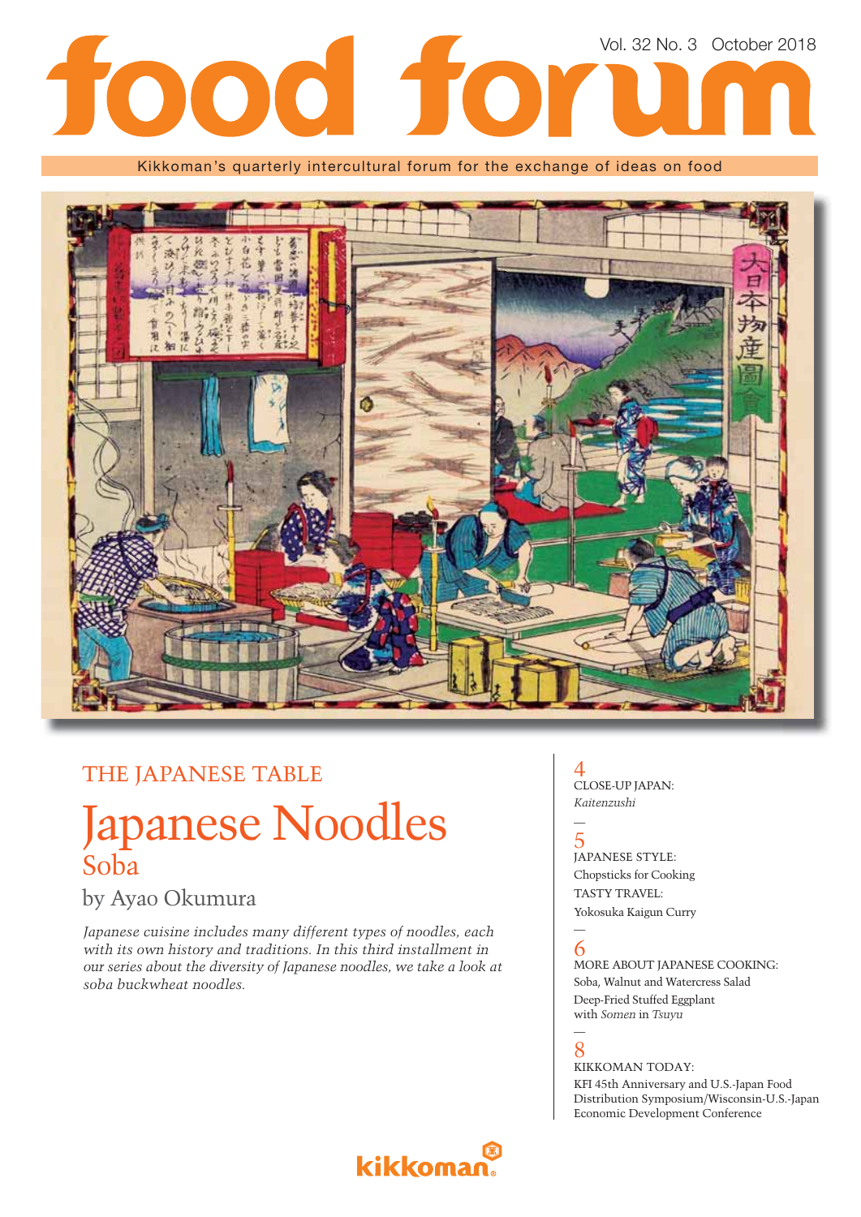# food forum

Vol. 32 No. 3 October 2018

Kikkoman's quarterly intercultural forum for the exchange of ideas on food

THE JAPANESE TABLE

# Japanese Noodles

## Soba

by Ayao Okumura

*Japanese cuisine includes many different types of noodles, each with its own history and traditions. In this third installment in our series about the diversity of Japanese noodles, we take a look at soba buckwheat noodles.*

4
CLOSE-UP JAPAN:
*Kaitenzushi*

—

5
JAPANESE STYLE:
Chopsticks for Cooking
TASTY TRAVEL:
Yokosuka Kaigun Curry

—

6
MORE ABOUT JAPANESE COOKING:
Soba, Walnut and Watercress Salad
Deep-Fried Stuffed Eggplant with *Somen* in *Tsuyu*

—

8
KIKKOMAN TODAY:
KFI 45th Anniversary and U.S.-Japan Food Distribution Symposium/Wisconsin-U.S.-Japan Economic Development Conference

kikkoman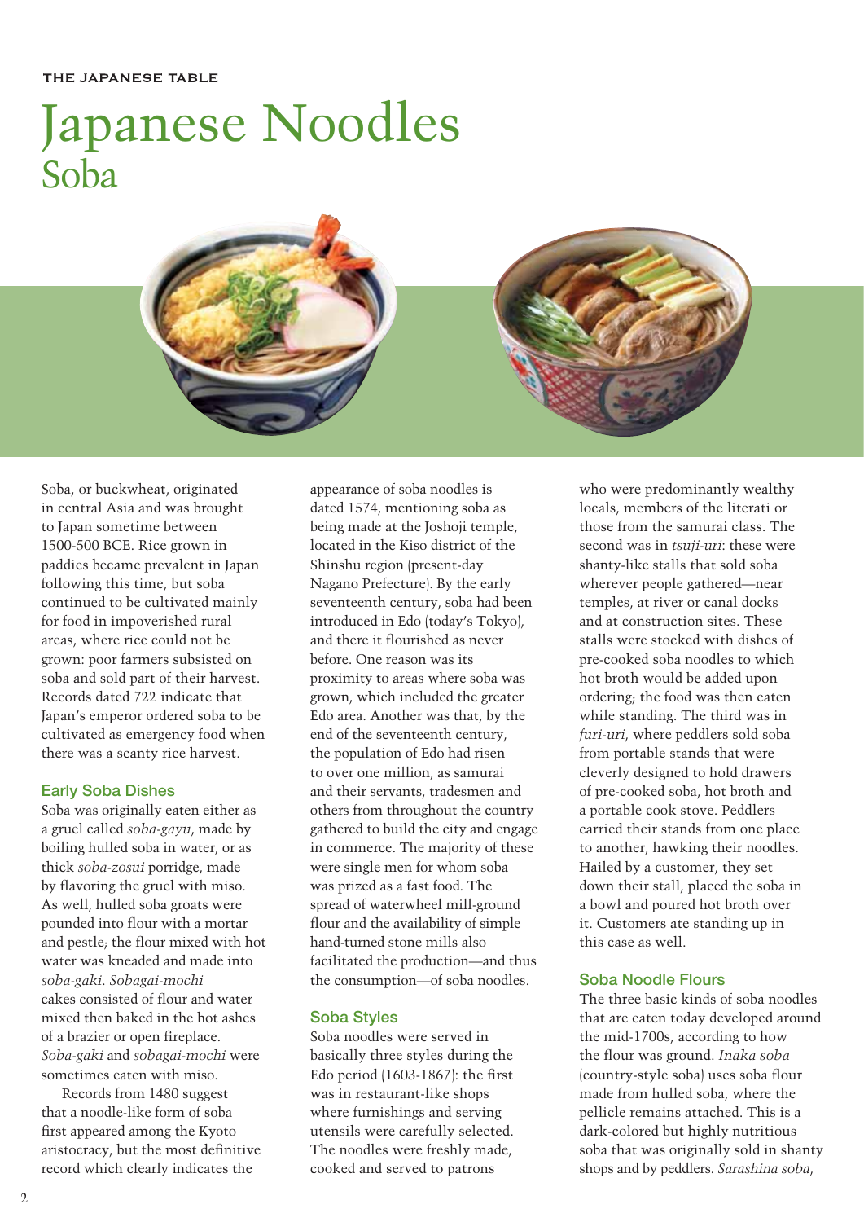THE JAPANESE TABLE

# Japanese Noodles

## Soba

Soba, or buckwheat, originated in central Asia and was brought to Japan sometime between 1500-500 BCE. Rice grown in paddies became prevalent in Japan following this time, but soba continued to be cultivated mainly for food in impoverished rural areas, where rice could not be grown: poor farmers subsisted on soba and sold part of their harvest. Records dated 722 indicate that Japan's emperor ordered soba to be cultivated as emergency food when there was a scanty rice harvest.

### Early Soba Dishes

Soba was originally eaten either as a gruel called *soba-gayu*, made by boiling hulled soba in water, or as thick *soba-zosui* porridge, made by flavoring the gruel with miso. As well, hulled soba groats were pounded into flour with a mortar and pestle; the flour mixed with hot water was kneaded and made into *soba-gaki*. *Sobagai-mochi* cakes consisted of flour and water mixed then baked in the hot ashes of a brazier or open fireplace. *Soba-gaki* and *sobagai-mochi* were sometimes eaten with miso.

Records from 1480 suggest that a noodle-like form of soba first appeared among the Kyoto aristocracy, but the most definitive record which clearly indicates the appearance of soba noodles is dated 1574, mentioning soba as being made at the Joshoji temple, located in the Kiso district of the Shinshu region (present-day Nagano Prefecture). By the early seventeenth century, soba had been introduced in Edo (today's Tokyo), and there it flourished as never before. One reason was its proximity to areas where soba was grown, which included the greater Edo area. Another was that, by the end of the seventeenth century, the population of Edo had risen to over one million, as samurai and their servants, tradesmen and others from throughout the country gathered to build the city and engage in commerce. The majority of these were single men for whom soba was prized as a fast food. The spread of waterwheel mill-ground flour and the availability of simple hand-turned stone mills also facilitated the production—and thus the consumption—of soba noodles.

### Soba Styles

Soba noodles were served in basically three styles during the Edo period (1603-1867): the first was in restaurant-like shops where furnishings and serving utensils were carefully selected. The noodles were freshly made, cooked and served to patrons who were predominantly wealthy locals, members of the literati or those from the samurai class. The second was in *tsuji-uri*: these were shanty-like stalls that sold soba wherever people gathered—near temples, at river or canal docks and at construction sites. These stalls were stocked with dishes of pre-cooked soba noodles to which hot broth would be added upon ordering; the food was then eaten while standing. The third was in *furi-uri*, where peddlers sold soba from portable stands that were cleverly designed to hold drawers of pre-cooked soba, hot broth and a portable cook stove. Peddlers carried their stands from one place to another, hawking their noodles. Hailed by a customer, they set down their stall, placed the soba in a bowl and poured hot broth over it. Customers ate standing up in this case as well.

### Soba Noodle Flours

The three basic kinds of soba noodles that are eaten today developed around the mid-1700s, according to how the flour was ground. *Inaka soba* (country-style soba) uses soba flour made from hulled soba, where the pellicle remains attached. This is a dark-colored but highly nutritious soba that was originally sold in shanty shops and by peddlers. *Sarashina soba*,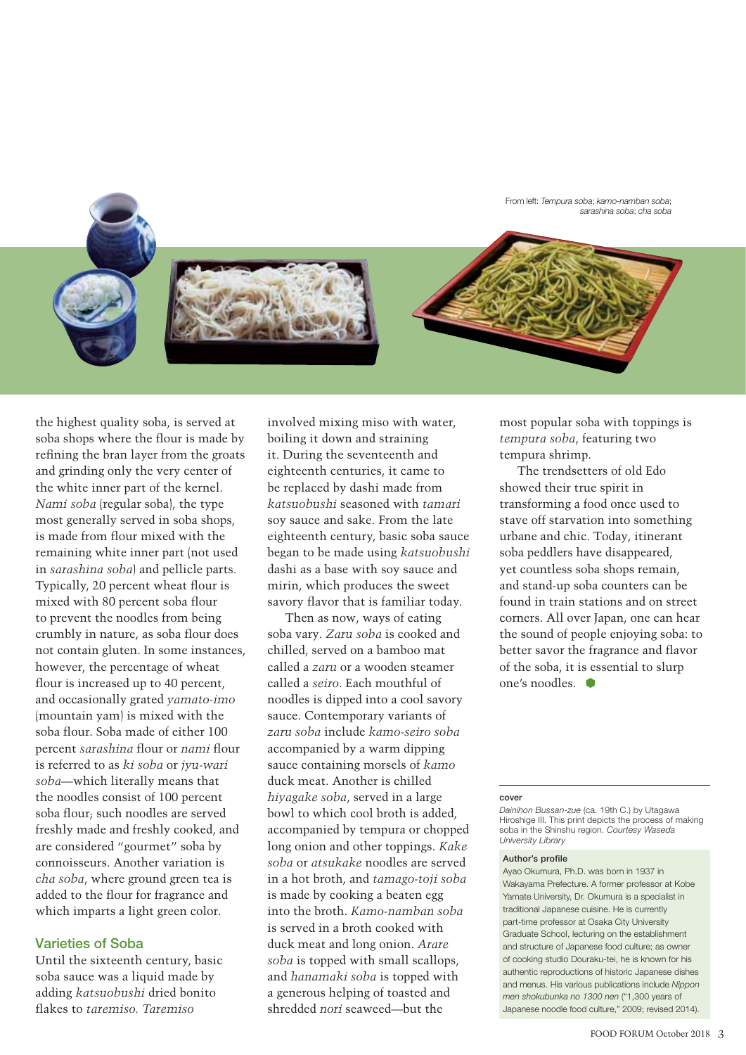From left: *Tempura soba*; *kamo-namban soba*; *sarashina soba*; *cha soba*

the highest quality soba, is served at soba shops where the flour is made by refining the bran layer from the groats and grinding only the very center of the white inner part of the kernel. *Nami soba* (regular soba), the type most generally served in soba shops, is made from flour mixed with the remaining white inner part (not used in *sarashina soba*) and pellicle parts. Typically, 20 percent wheat flour is mixed with 80 percent soba flour to prevent the noodles from being crumbly in nature, as soba flour does not contain gluten. In some instances, however, the percentage of wheat flour is increased up to 40 percent, and occasionally grated *yamato-imo* (mountain yam) is mixed with the soba flour. Soba made of either 100 percent *sarashina* flour or *nami* flour is referred to as *ki soba* or *jyu-wari soba*—which literally means that the noodles consist of 100 percent soba flour; such noodles are served freshly made and freshly cooked, and are considered "gourmet" soba by connoisseurs. Another variation is *cha soba*, where ground green tea is added to the flour for fragrance and which imparts a light green color.

## Varieties of Soba

Until the sixteenth century, basic soba sauce was a liquid made by adding *katsuobushi* dried bonito flakes to *taremiso*. *Taremiso* involved mixing miso with water, boiling it down and straining it. During the seventeenth and eighteenth centuries, it came to be replaced by dashi made from *katsuobushi* seasoned with *tamari* soy sauce and sake. From the late eighteenth century, basic soba sauce began to be made using *katsuobushi* dashi as a base with soy sauce and mirin, which produces the sweet savory flavor that is familiar today.

Then as now, ways of eating soba vary. *Zaru soba* is cooked and chilled, served on a bamboo mat called a *zaru* or a wooden steamer called a *seiro*. Each mouthful of noodles is dipped into a cool savory sauce. Contemporary variants of *zaru soba* include *kamo-seiro soba* accompanied by a warm dipping sauce containing morsels of *kamo* duck meat. Another is chilled *hiyagake soba*, served in a large bowl to which cool broth is added, accompanied by tempura or chopped long onion and other toppings. *Kake soba* or *atsukake* noodles are served in a hot broth, and *tamago-toji soba* is made by cooking a beaten egg into the broth. *Kamo-namban soba* is served in a broth cooked with duck meat and long onion. *Arare soba* is topped with small scallops, and *hanamaki soba* is topped with a generous helping of toasted and shredded *nori* seaweed—but the most popular soba with toppings is *tempura soba*, featuring two tempura shrimp.

The trendsetters of old Edo showed their true spirit in transforming a food once used to stave off starvation into something urbane and chic. Today, itinerant soba peddlers have disappeared, yet countless soba shops remain, and stand-up soba counters can be found in train stations and on street corners. All over Japan, one can hear the sound of people enjoying soba: to better savor the fragrance and flavor of the soba, it is essential to slurp one's noodles.

---

**cover**

*Dainihon Bussan-zue* (ca. 19th C.) by Utagawa Hiroshige III. This print depicts the process of making soba in the Shinshu region. *Courtesy Waseda University Library*

**Author's profile**

Ayao Okumura, Ph.D. was born in 1937 in Wakayama Prefecture. A former professor at Kobe Yamate University, Dr. Okumura is a specialist in traditional Japanese cuisine. He is currently part-time professor at Osaka City University Graduate School, lecturing on the establishment and structure of Japanese food culture; as owner of cooking studio Douraku-tei, he is known for his authentic reproductions of historic Japanese dishes and menus. His various publications include *Nippon men shokubunka no 1300 nen* ("1,300 years of Japanese noodle food culture," 2009; revised 2014).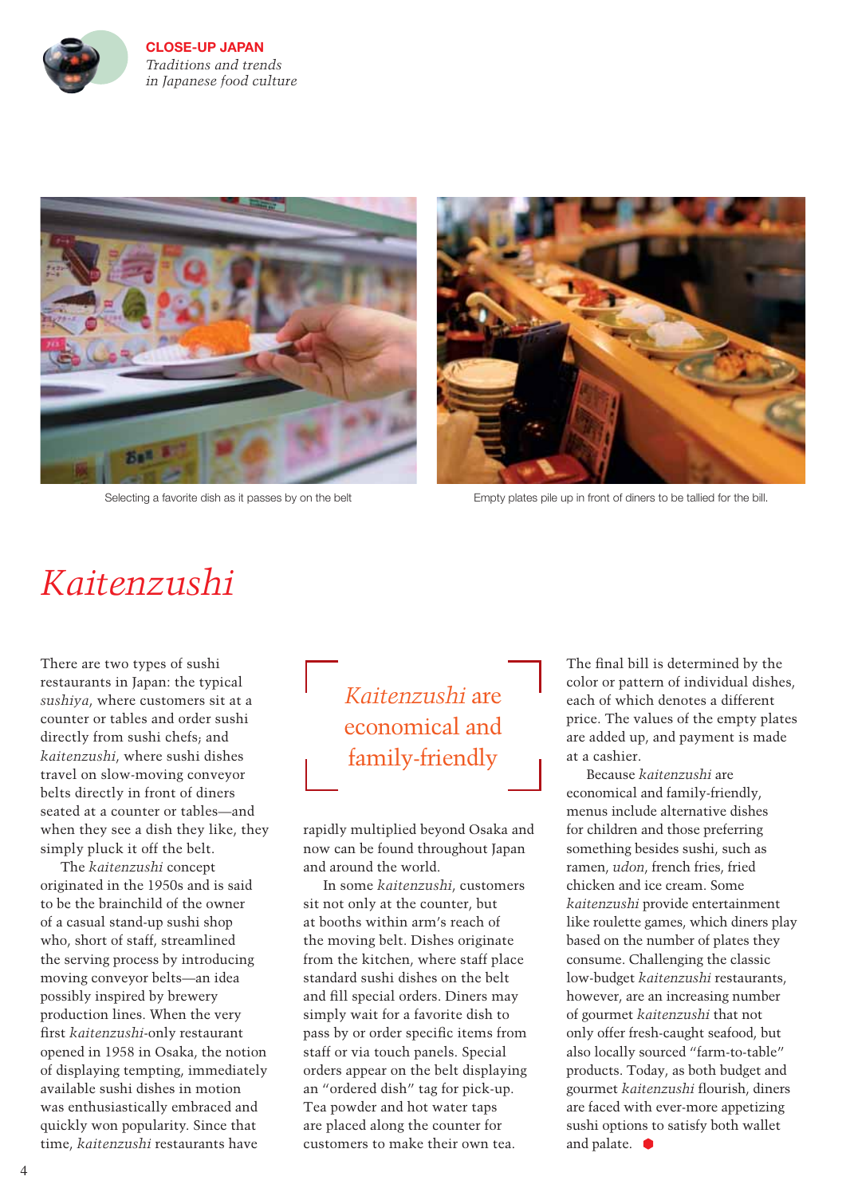Selecting a favorite dish as it passes by on the belt

Empty plates pile up in front of diners to be tallied for the bill.

# *Kaitenzushi*

There are two types of sushi restaurants in Japan: the typical *sushiya*, where customers sit at a counter or tables and order sushi directly from sushi chefs; and *kaitenzushi*, where sushi dishes travel on slow-moving conveyor belts directly in front of diners seated at a counter or tables—and when they see a dish they like, they simply pluck it off the belt.

The *kaitenzushi* concept originated in the 1950s and is said to be the brainchild of the owner of a casual stand-up sushi shop who, short of staff, streamlined the serving process by introducing moving conveyor belts—an idea possibly inspired by brewery production lines. When the very first *kaitenzushi*-only restaurant opened in 1958 in Osaka, the notion of displaying tempting, immediately available sushi dishes in motion was enthusiastically embraced and quickly won popularity. Since that time, *kaitenzushi* restaurants have rapidly multiplied beyond Osaka and now can be found throughout Japan and around the world.

> *Kaitenzushi* are economical and family-friendly

In some *kaitenzushi*, customers sit not only at the counter, but at booths within arm's reach of the moving belt. Dishes originate from the kitchen, where staff place standard sushi dishes on the belt and fill special orders. Diners may simply wait for a favorite dish to pass by or order specific items from staff or via touch panels. Special orders appear on the belt displaying an "ordered dish" tag for pick-up. Tea powder and hot water taps are placed along the counter for customers to make their own tea.

The final bill is determined by the color or pattern of individual dishes, each of which denotes a different price. The values of the empty plates are added up, and payment is made at a cashier.

Because *kaitenzushi* are economical and family-friendly, menus include alternative dishes for children and those preferring something besides sushi, such as ramen, *udon*, french fries, fried chicken and ice cream. Some *kaitenzushi* provide entertainment like roulette games, which diners play based on the number of plates they consume. Challenging the classic low-budget *kaitenzushi* restaurants, however, are an increasing number of gourmet *kaitenzushi* that not only offer fresh-caught seafood, but also locally sourced "farm-to-table" products. Today, as both budget and gourmet *kaitenzushi* flourish, diners are faced with ever-more appetizing sushi options to satisfy both wallet and palate.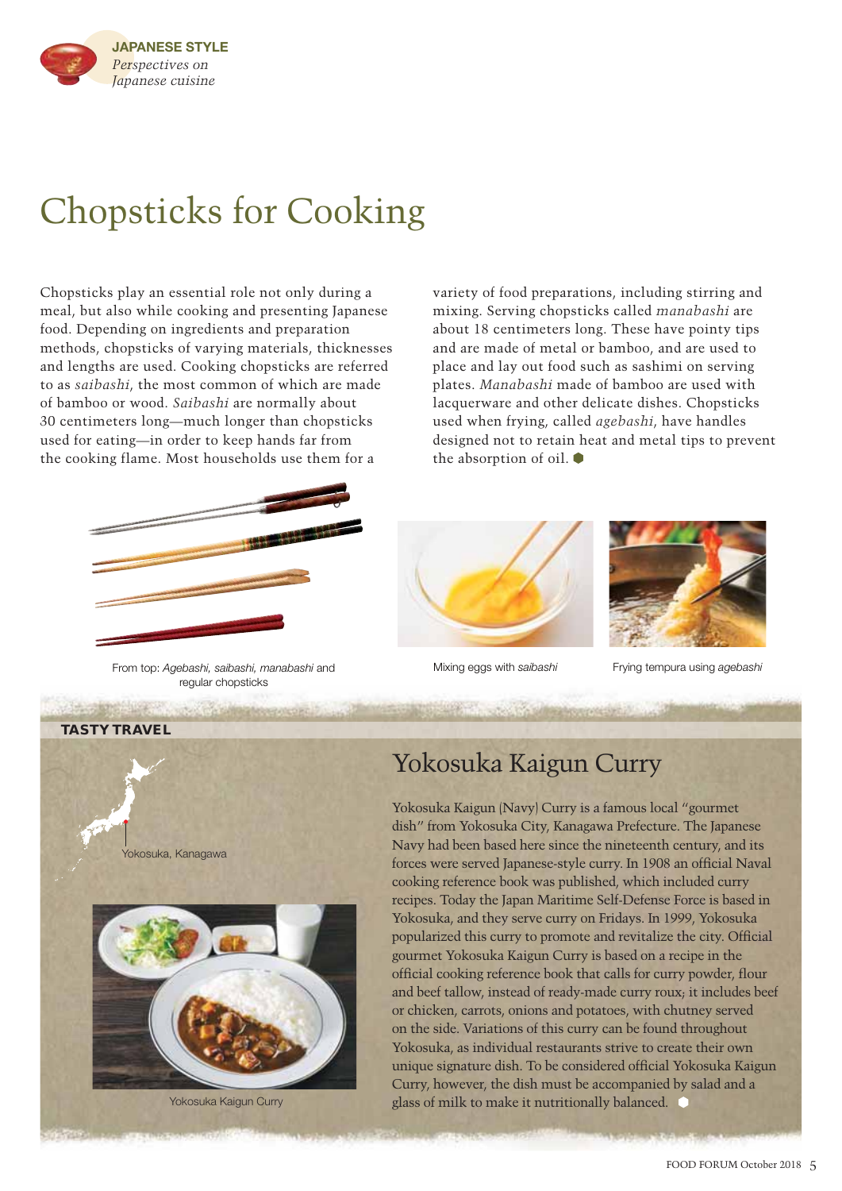JAPANESE STYLE
*Perspectives on Japanese cuisine*

# Chopsticks for Cooking

Chopsticks play an essential role not only during a meal, but also while cooking and presenting Japanese food. Depending on ingredients and preparation methods, chopsticks of varying materials, thicknesses and lengths are used. Cooking chopsticks are referred to as *saibashi*, the most common of which are made of bamboo or wood. *Saibashi* are normally about 30 centimeters long—much longer than chopsticks used for eating—in order to keep hands far from the cooking flame. Most households use them for a variety of food preparations, including stirring and mixing. Serving chopsticks called *manabashi* are about 18 centimeters long. These have pointy tips and are made of metal or bamboo, and are used to place and lay out food such as sashimi on serving plates. *Manabashi* made of bamboo are used with lacquerware and other delicate dishes. Chopsticks used when frying, called *agebashi*, have handles designed not to retain heat and metal tips to prevent the absorption of oil.

From top: *Agebashi*, *saibashi*, *manabashi* and regular chopsticks

Mixing eggs with *saibashi*

Frying tempura using *agebashi*

**TASTY TRAVEL**

Yokosuka, Kanagawa

## Yokosuka Kaigun Curry

Yokosuka Kaigun (Navy) Curry is a famous local "gourmet dish" from Yokosuka City, Kanagawa Prefecture. The Japanese Navy had been based here since the nineteenth century, and its forces were served Japanese-style curry. In 1908 an official Naval cooking reference book was published, which included curry recipes. Today the Japan Maritime Self-Defense Force is based in Yokosuka, and they serve curry on Fridays. In 1999, Yokosuka popularized this curry to promote and revitalize the city. Official gourmet Yokosuka Kaigun Curry is based on a recipe in the official cooking reference book that calls for curry powder, flour and beef tallow, instead of ready-made curry roux; it includes beef or chicken, carrots, onions and potatoes, with chutney served on the side. Variations of this curry can be found throughout Yokosuka, as individual restaurants strive to create their own unique signature dish. To be considered official Yokosuka Kaigun Curry, however, the dish must be accompanied by salad and a glass of milk to make it nutritionally balanced.

Yokosuka Kaigun Curry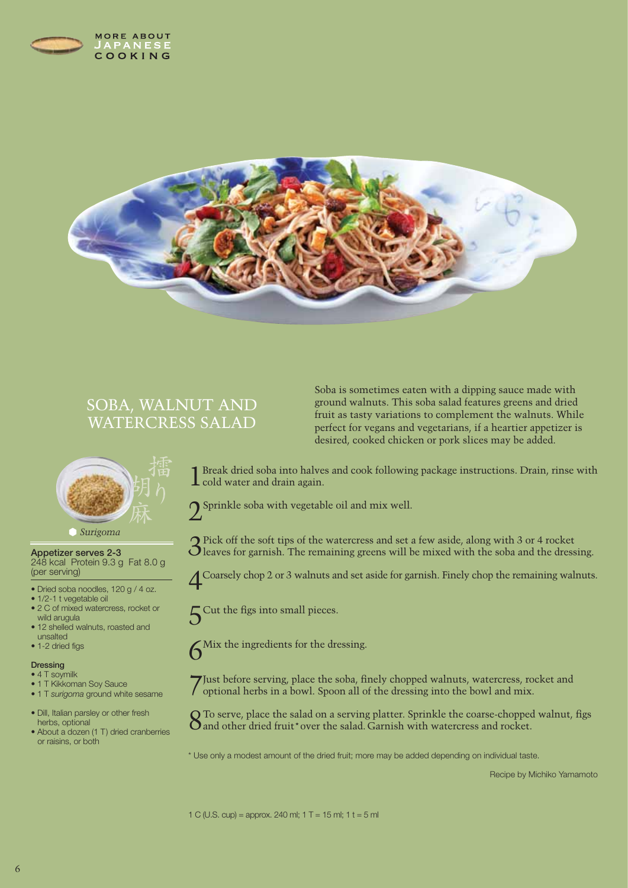# SOBA, WALNUT AND WATERCRESS SALAD

Soba is sometimes eaten with a dipping sauce made with ground walnuts. This soba salad features greens and dried fruit as tasty variations to complement the walnuts. While perfect for vegans and vegetarians, if a heartier appetizer is desired, cooked chicken or pork slices may be added.

擂り胡麻

*Surigoma*

**Appetizer serves 2-3**
248 kcal Protein 9.3 g Fat 8.0 g (per serving)

- Dried soba noodles, 120 g / 4 oz.
- 1/2-1 t vegetable oil
- 2 C of mixed watercress, rocket or wild arugula
- 12 shelled walnuts, roasted and unsalted
- 1-2 dried figs

**Dressing**

- 4 T soymilk
- 1 T Kikkoman Soy Sauce
- 1 T *surigoma* ground white sesame

- Dill, Italian parsley or other fresh herbs, optional
- About a dozen (1 T) dried cranberries or raisins, or both

1. Break dried soba into halves and cook following package instructions. Drain, rinse with cold water and drain again.
2. Sprinkle soba with vegetable oil and mix well.
3. Pick off the soft tips of the watercress and set a few aside, along with 3 or 4 rocket leaves for garnish. The remaining greens will be mixed with the soba and the dressing.
4. Coarsely chop 2 or 3 walnuts and set aside for garnish. Finely chop the remaining walnuts.
5. Cut the figs into small pieces.
6. Mix the ingredients for the dressing.
7. Just before serving, place the soba, finely chopped walnuts, watercress, rocket and optional herbs in a bowl. Spoon all of the dressing into the bowl and mix.
8. To serve, place the salad on a serving platter. Sprinkle the coarse-chopped walnut, figs and other dried fruit* over the salad. Garnish with watercress and rocket.

* Use only a modest amount of the dried fruit; more may be added depending on individual taste.

Recipe by Michiko Yamamoto

1 C (U.S. cup) = approx. 240 ml; 1 T = 15 ml; 1 t = 5 ml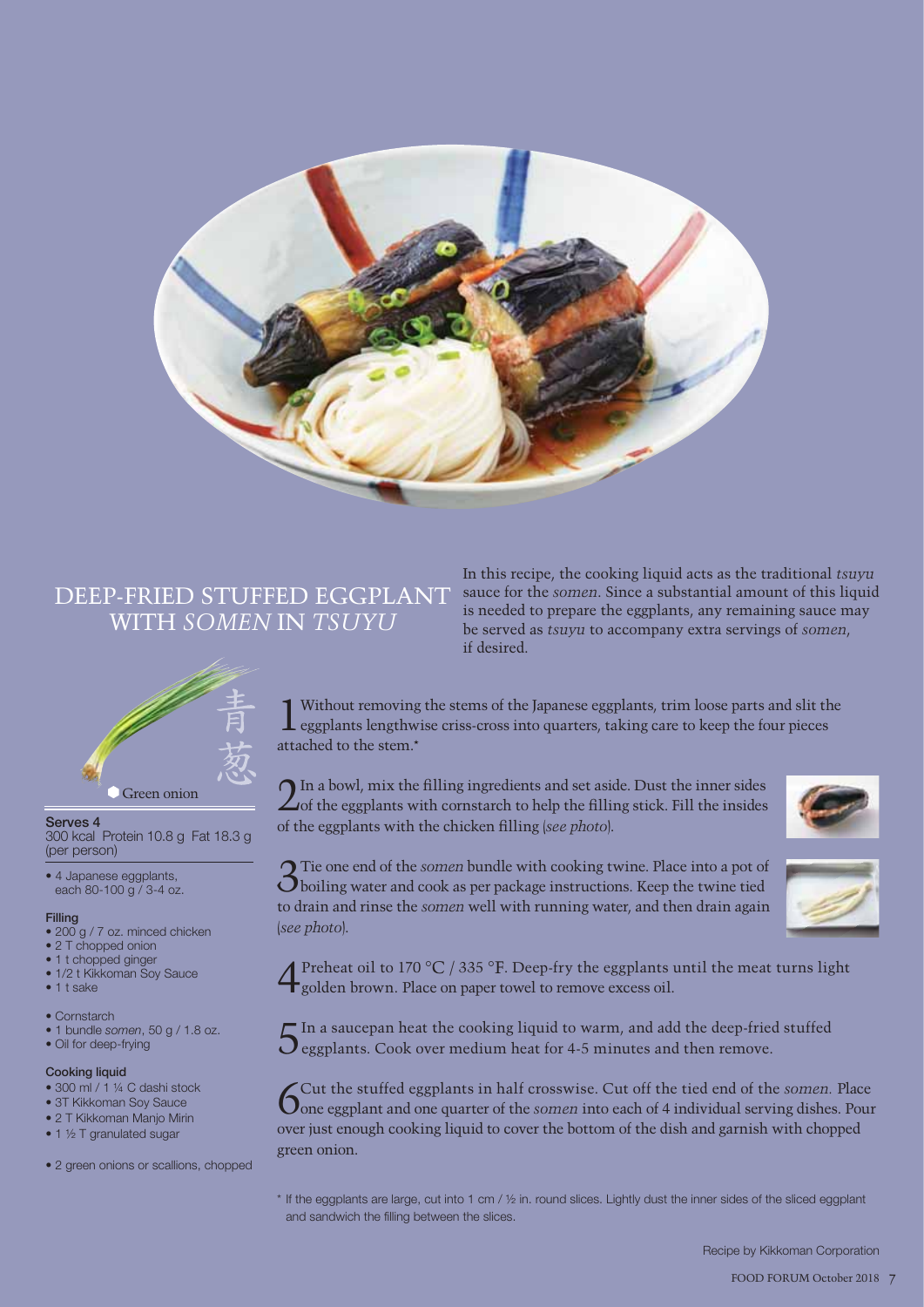# DEEP-FRIED STUFFED EGGPLANT WITH *SOMEN* IN *TSUYU*

In this recipe, the cooking liquid acts as the traditional *tsuyu* sauce for the *somen*. Since a substantial amount of this liquid is needed to prepare the eggplants, any remaining sauce may be served as *tsuyu* to accompany extra servings of *somen*, if desired.

青葱

Green onion

**Serves 4**
300 kcal Protein 10.8 g Fat 18.3 g (per person)

- 4 Japanese eggplants, each 80-100 g / 3-4 oz.

**Filling**

- 200 g / 7 oz. minced chicken
- 2 T chopped onion
- 1 t chopped ginger
- 1/2 t Kikkoman Soy Sauce
- 1 t sake

- Cornstarch
- 1 bundle *somen*, 50 g / 1.8 oz.
- Oil for deep-frying

**Cooking liquid**

- 300 ml / 1 ¼ C dashi stock
- 3T Kikkoman Soy Sauce
- 2 T Kikkoman Manjo Mirin
- 1 ½ T granulated sugar

- 2 green onions or scallions, chopped

1. Without removing the stems of the Japanese eggplants, trim loose parts and slit the eggplants lengthwise criss-cross into quarters, taking care to keep the four pieces attached to the stem.*

2. In a bowl, mix the filling ingredients and set aside. Dust the inner sides of the eggplants with cornstarch to help the filling stick. Fill the insides of the eggplants with the chicken filling (*see photo*).

3. Tie one end of the *somen* bundle with cooking twine. Place into a pot of boiling water and cook as per package instructions. Keep the twine tied to drain and rinse the *somen* well with running water, and then drain again (*see photo*).

4. Preheat oil to 170 °C / 335 °F. Deep-fry the eggplants until the meat turns light golden brown. Place on paper towel to remove excess oil.

5. In a saucepan heat the cooking liquid to warm, and add the deep-fried stuffed eggplants. Cook over medium heat for 4-5 minutes and then remove.

6. Cut the stuffed eggplants in half crosswise. Cut off the tied end of the *somen*. Place one eggplant and one quarter of the *somen* into each of 4 individual serving dishes. Pour over just enough cooking liquid to cover the bottom of the dish and garnish with chopped green onion.

\* If the eggplants are large, cut into 1 cm / ½ in. round slices. Lightly dust the inner sides of the sliced eggplant and sandwich the filling between the slices.

Recipe by Kikkoman Corporation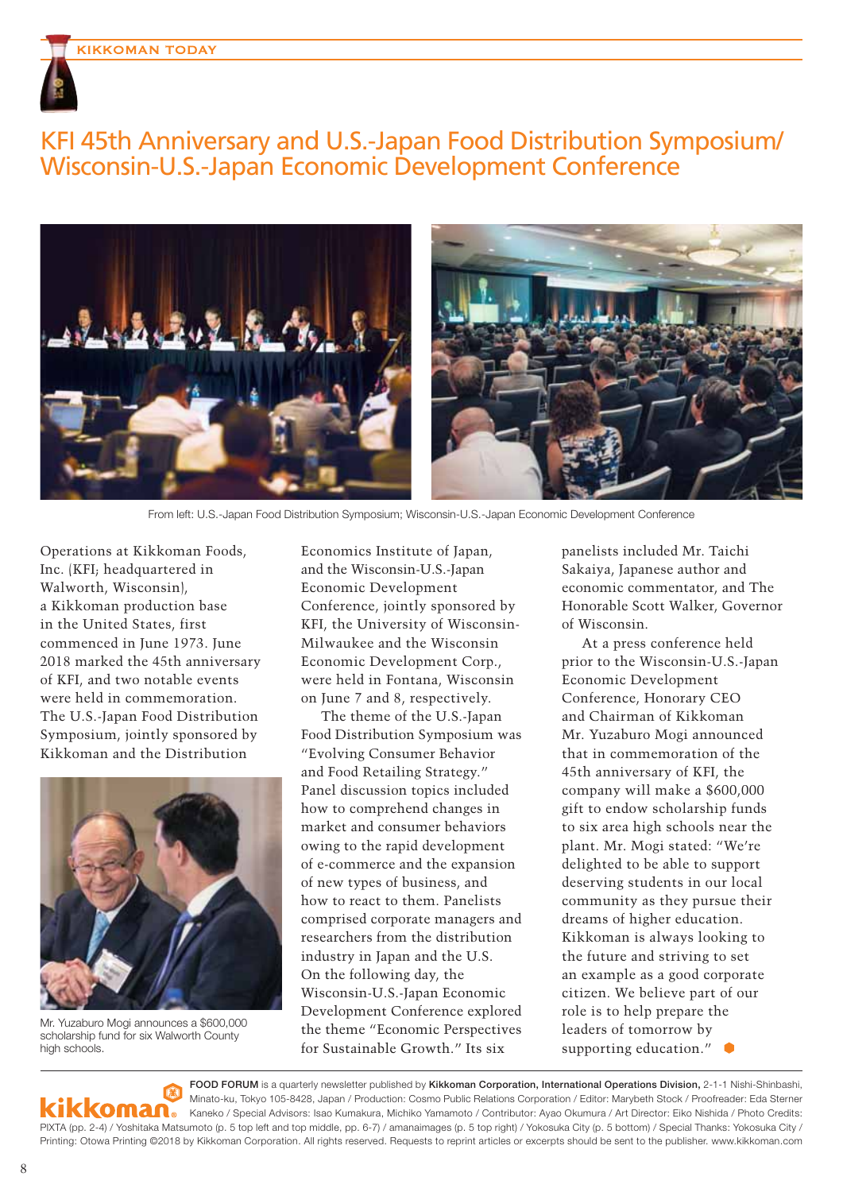KIKKOMAN TODAY

# KFI 45th Anniversary and U.S.-Japan Food Distribution Symposium/ Wisconsin-U.S.-Japan Economic Development Conference

From left: U.S.-Japan Food Distribution Symposium; Wisconsin-U.S.-Japan Economic Development Conference

Operations at Kikkoman Foods, Inc. (KFI; headquartered in Walworth, Wisconsin), a Kikkoman production base in the United States, first commenced in June 1973. June 2018 marked the 45th anniversary of KFI, and two notable events were held in commemoration. The U.S.-Japan Food Distribution Symposium, jointly sponsored by Kikkoman and the Distribution Economics Institute of Japan, and the Wisconsin-U.S.-Japan Economic Development Conference, jointly sponsored by KFI, the University of Wisconsin-Milwaukee and the Wisconsin Economic Development Corp., were held in Fontana, Wisconsin on June 7 and 8, respectively.

Mr. Yuzaburo Mogi announces a $600,000 scholarship fund for six Walworth County high schools.

The theme of the U.S.-Japan Food Distribution Symposium was "Evolving Consumer Behavior and Food Retailing Strategy." Panel discussion topics included how to comprehend changes in market and consumer behaviors owing to the rapid development of e-commerce and the expansion of new types of business, and how to react to them. Panelists comprised corporate managers and researchers from the distribution industry in Japan and the U.S. On the following day, the Wisconsin-U.S.-Japan Economic Development Conference explored the theme "Economic Perspectives for Sustainable Growth." Its six panelists included Mr. Taichi Sakaiya, Japanese author and economic commentator, and The Honorable Scott Walker, Governor of Wisconsin.

At a press conference held prior to the Wisconsin-U.S.-Japan Economic Development Conference, Honorary CEO and Chairman of Kikkoman Mr. Yuzaburo Mogi announced that in commemoration of the 45th anniversary of KFI, the company will make a $600,000 gift to endow scholarship funds to six area high schools near the plant. Mr. Mogi stated: "We're delighted to be able to support deserving students in our local community as they pursue their dreams of higher education. Kikkoman is always looking to the future and striving to set an example as a good corporate citizen. We believe part of our role is to help prepare the leaders of tomorrow by supporting education."

kikkoman

**FOOD FORUM** is a quarterly newsletter published by **Kikkoman Corporation, International Operations Division,** 2-1-1 Nishi-Shinbashi, Minato-ku, Tokyo 105-8428, Japan / Production: Cosmo Public Relations Corporation / Editor: Marybeth Stock / Proofreader: Eda Sterner Kaneko / Special Advisors: Isao Kumakura, Michiko Yamamoto / Contributor: Ayao Okumura / Art Director: Eiko Nishida / Photo Credits: PIXTA (pp. 2-4) / Yoshitaka Matsumoto (p. 5 top left and top middle, pp. 6-7) / amanaimages (p. 5 top right) / Yokosuka City (p. 5 bottom) / Special Thanks: Yokosuka City / Printing: Otowa Printing ©2018 by Kikkoman Corporation. All rights reserved. Requests to reprint articles or excerpts should be sent to the publisher. www.kikkoman.com